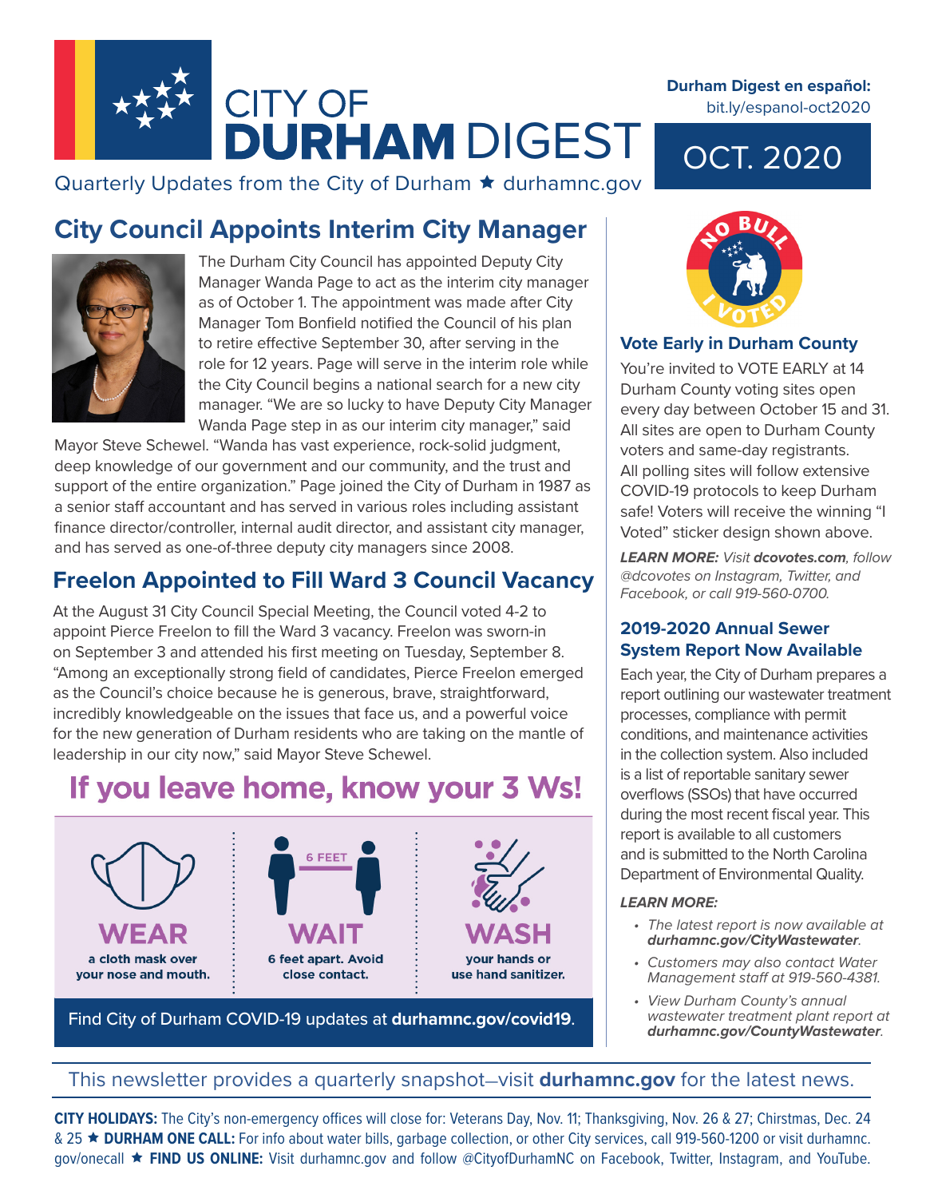# CITY OF DURHAM DIGEST

Quarterly Updates from the City of Durham ★ durhamnc.gov

**Durham Digest en español:** bit.ly/espanol-oct2020

OCT. 2020

## City Council Appoints Interim City Manager

The Durham City Council has appointed Deputy City Manager Wanda Page to act as the interim city manager as of October 1. The appointment was made after City Manager Tom Bonfield notified the Council of his plan to retire effective September 30, after serving in the role for 12 years. Page will serve in the interim role while the City Council begins a national search for a new city manager. "We are so lucky to have Deputy City Manager Wanda Page step in as our interim city manager," said Mayor Steve Schewel. "Wanda has vast experience, rock-solid judgment, deep knowledge of our government and our community, and the trust and support of the entire organization." Page joined the City of Durham in 1987 as a senior staff accountant and has served in various roles including assistant finance director/controller, internal audit director, and assistant city manager, and has served as one-of-three deputy city managers since 2008.

## Freelon Appointed to Fill Ward 3 Council Vacancy

At the August 31 City Council Special Meeting, the Council voted 4-2 to appoint Pierce Freelon to fill the Ward 3 vacancy. Freelon was sworn-in on September 3 and attended his first meeting on Tuesday, September 8. "Among an exceptionally strong field of candidates, Pierce Freelon emerged as the Council's choice because he is generous, brave, straightforward, incredibly knowledgeable on the issues that face us, and a powerful voice for the new generation of Durham residents who are taking on the mantle of leadership in our city now," said Mayor Steve Schewel.

## If you leave home, know your 3 Ws!

**WEAR** a cloth mask over your nose and mouth.

**WAIT** 6 feet apart. Avoid close contact.

**WASH** your hands or use hand sanitizer.

Find City of Durham COVID-19 updates at **durhamnc.gov/covid19**.

## Vote Early in Durham County

You're invited to VOTE EARLY at 14 Durham County voting sites open every day between October 15 and 31. All sites are open to Durham County voters and same-day registrants. All polling sites will follow extensive COVID-19 protocols to keep Durham safe! Voters will receive the winning "I Voted" sticker design shown above.

***LEARN MORE:*** *Visit **dcovotes.com**, follow @dcovotes on Instagram, Twitter, and Facebook, or call 919-560-0700.*

## 2019-2020 Annual Sewer System Report Now Available

Each year, the City of Durham prepares a report outlining our wastewater treatment processes, compliance with permit conditions, and maintenance activities in the collection system. Also included is a list of reportable sanitary sewer overflows (SSOs) that have occurred during the most recent fiscal year. This report is available to all customers and is submitted to the North Carolina Department of Environmental Quality.

***LEARN MORE:***

- *The latest report is now available at **durhamnc.gov/CityWastewater**.*
- *Customers may also contact Water Management staff at 919-560-4381.*
- *View Durham County's annual wastewater treatment plant report at **durhamnc.gov/CountyWastewater**.*

This newsletter provides a quarterly snapshot—visit **durhamnc.gov** for the latest news.

**CITY HOLIDAYS:** The City's non-emergency offices will close for: Veterans Day, Nov. 11; Thanksgiving, Nov. 26 & 27; Christmas, Dec. 24 & 25 ★ **DURHAM ONE CALL:** For info about water bills, garbage collection, or other City services, call 919-560-1200 or visit durhamnc.gov/onecall ★ **FIND US ONLINE:** Visit durhamnc.gov and follow @CityofDurhamNC on Facebook, Twitter, Instagram, and YouTube.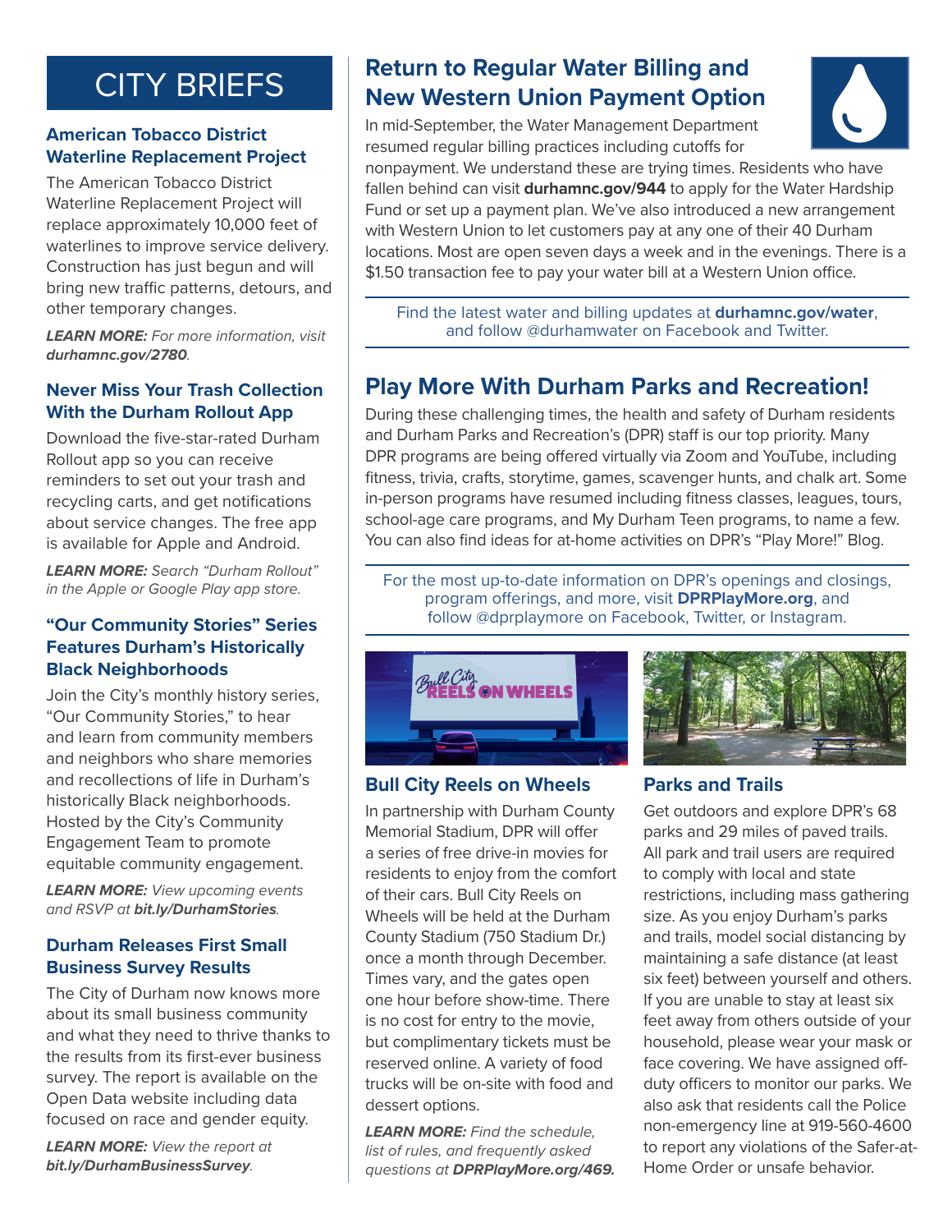# CITY BRIEFS

### American Tobacco District Waterline Replacement Project

The American Tobacco District Waterline Replacement Project will replace approximately 10,000 feet of waterlines to improve service delivery. Construction has just begun and will bring new traffic patterns, detours, and other temporary changes.

***LEARN MORE:*** *For more information, visit* ***durhamnc.gov/2780****.*

### Never Miss Your Trash Collection With the Durham Rollout App

Download the five-star-rated Durham Rollout app so you can receive reminders to set out your trash and recycling carts, and get notifications about service changes. The free app is available for Apple and Android.

***LEARN MORE:*** *Search "Durham Rollout" in the Apple or Google Play app store.*

### "Our Community Stories" Series Features Durham's Historically Black Neighborhoods

Join the City's monthly history series, "Our Community Stories," to hear and learn from community members and neighbors who share memories and recollections of life in Durham's historically Black neighborhoods. Hosted by the City's Community Engagement Team to promote equitable community engagement.

***LEARN MORE:*** *View upcoming events and RSVP at* ***bit.ly/DurhamStories****.*

### Durham Releases First Small Business Survey Results

The City of Durham now knows more about its small business community and what they need to thrive thanks to the results from its first-ever business survey. The report is available on the Open Data website including data focused on race and gender equity.

***LEARN MORE:*** *View the report at* ***bit.ly/DurhamBusinessSurvey****.*

## Return to Regular Water Billing and New Western Union Payment Option

In mid-September, the Water Management Department resumed regular billing practices including cutoffs for nonpayment. We understand these are trying times. Residents who have fallen behind can visit **durhamnc.gov/944** to apply for the Water Hardship Fund or set up a payment plan. We've also introduced a new arrangement with Western Union to let customers pay at any one of their 40 Durham locations. Most are open seven days a week and in the evenings. There is a $1.50 transaction fee to pay your water bill at a Western Union office.

Find the latest water and billing updates at **durhamnc.gov/water**, and follow @durhamwater on Facebook and Twitter.

## Play More With Durham Parks and Recreation!

During these challenging times, the health and safety of Durham residents and Durham Parks and Recreation's (DPR) staff is our top priority. Many DPR programs are being offered virtually via Zoom and YouTube, including fitness, trivia, crafts, storytime, games, scavenger hunts, and chalk art. Some in-person programs have resumed including fitness classes, leagues, tours, school-age care programs, and My Durham Teen programs, to name a few. You can also find ideas for at-home activities on DPR's "Play More!" Blog.

For the most up-to-date information on DPR's openings and closings, program offerings, and more, visit **DPRPlayMore.org**, and follow @dprplaymore on Facebook, Twitter, or Instagram.

### Bull City Reels on Wheels

In partnership with Durham County Memorial Stadium, DPR will offer a series of free drive-in movies for residents to enjoy from the comfort of their cars. Bull City Reels on Wheels will be held at the Durham County Stadium (750 Stadium Dr.) once a month through December. Times vary, and the gates open one hour before show-time. There is no cost for entry to the movie, but complimentary tickets must be reserved online. A variety of food trucks will be on-site with food and dessert options.

***LEARN MORE:*** *Find the schedule, list of rules, and frequently asked questions at* ***DPRPlayMore.org/469.***

### Parks and Trails

Get outdoors and explore DPR's 68 parks and 29 miles of paved trails. All park and trail users are required to comply with local and state restrictions, including mass gathering size. As you enjoy Durham's parks and trails, model social distancing by maintaining a safe distance (at least six feet) between yourself and others. If you are unable to stay at least six feet away from others outside of your household, please wear your mask or face covering. We have assigned off-duty officers to monitor our parks. We also ask that residents call the Police non-emergency line at 919-560-4600 to report any violations of the Safer-at-Home Order or unsafe behavior.